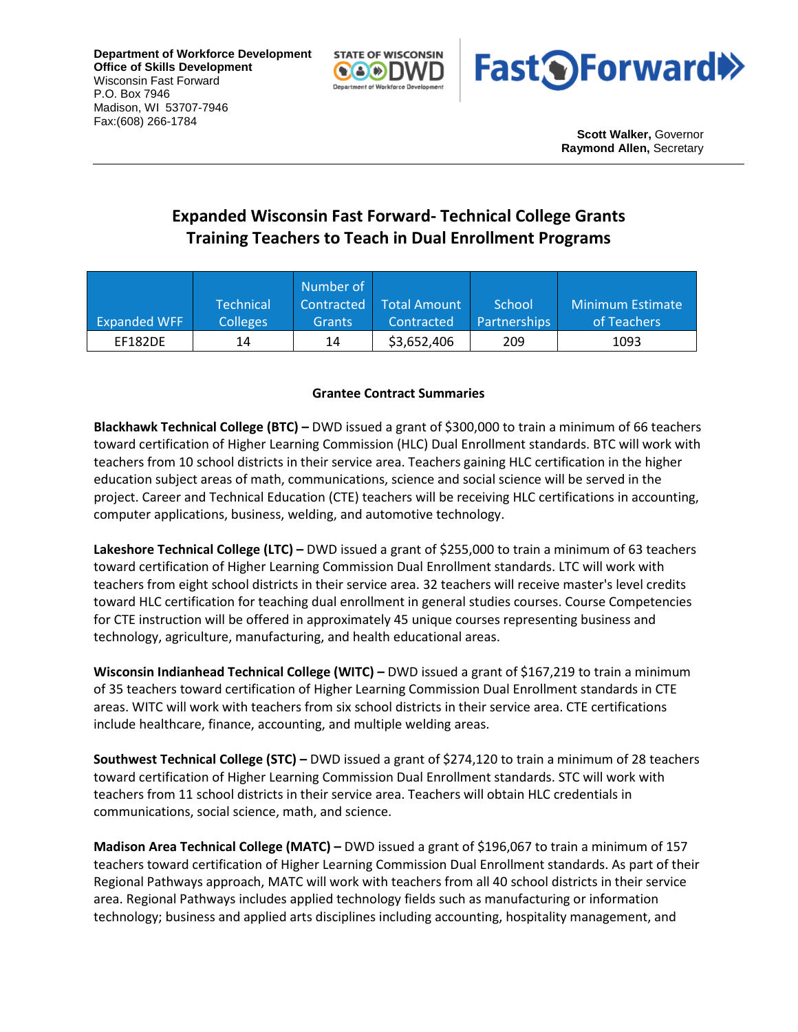**Department of Workforce Development**
**Office of Skills Development**
Wisconsin Fast Forward
P.O. Box 7946
Madison, WI 53707-7946
Fax:(608) 266-1784

**Scott Walker,** Governor
**Raymond Allen,** Secretary

# Expanded Wisconsin Fast Forward- Technical College Grants
# Training Teachers to Teach in Dual Enrollment Programs

| Expanded WFF | Technical Colleges | Number of Contracted Grants | Total Amount Contracted | School Partnerships | Minimum Estimate of Teachers |
|---|---|---|---|---|---|
| EF182DE | 14 | 14 | $3,652,406 | 209 | 1093 |

**Grantee Contract Summaries**

**Blackhawk Technical College (BTC) –** DWD issued a grant of $300,000 to train a minimum of 66 teachers toward certification of Higher Learning Commission (HLC) Dual Enrollment standards. BTC will work with teachers from 10 school districts in their service area. Teachers gaining HLC certification in the higher education subject areas of math, communications, science and social science will be served in the project. Career and Technical Education (CTE) teachers will be receiving HLC certifications in accounting, computer applications, business, welding, and automotive technology.

**Lakeshore Technical College (LTC) –** DWD issued a grant of $255,000 to train a minimum of 63 teachers toward certification of Higher Learning Commission Dual Enrollment standards. LTC will work with teachers from eight school districts in their service area. 32 teachers will receive master's level credits toward HLC certification for teaching dual enrollment in general studies courses. Course Competencies for CTE instruction will be offered in approximately 45 unique courses representing business and technology, agriculture, manufacturing, and health educational areas.

**Wisconsin Indianhead Technical College (WITC) –** DWD issued a grant of $167,219 to train a minimum of 35 teachers toward certification of Higher Learning Commission Dual Enrollment standards in CTE areas. WITC will work with teachers from six school districts in their service area. CTE certifications include healthcare, finance, accounting, and multiple welding areas.

**Southwest Technical College (STC) –** DWD issued a grant of $274,120 to train a minimum of 28 teachers toward certification of Higher Learning Commission Dual Enrollment standards. STC will work with teachers from 11 school districts in their service area. Teachers will obtain HLC credentials in communications, social science, math, and science.

**Madison Area Technical College (MATC) –** DWD issued a grant of $196,067 to train a minimum of 157 teachers toward certification of Higher Learning Commission Dual Enrollment standards. As part of their Regional Pathways approach, MATC will work with teachers from all 40 school districts in their service area. Regional Pathways includes applied technology fields such as manufacturing or information technology; business and applied arts disciplines including accounting, hospitality management, and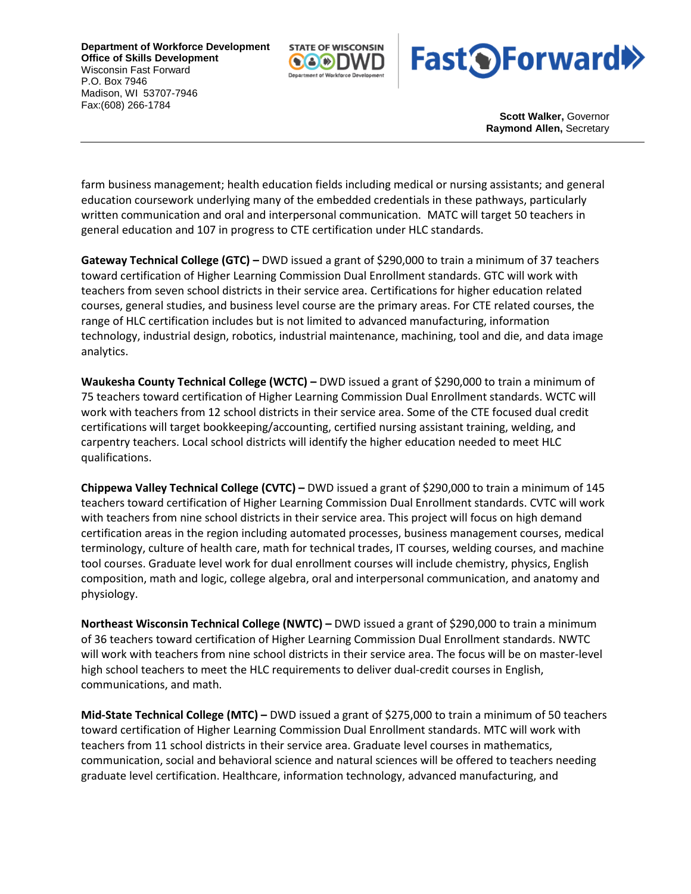farm business management; health education fields including medical or nursing assistants; and general education coursework underlying many of the embedded credentials in these pathways, particularly written communication and oral and interpersonal communication. MATC will target 50 teachers in general education and 107 in progress to CTE certification under HLC standards.

**Gateway Technical College (GTC) –** DWD issued a grant of $290,000 to train a minimum of 37 teachers toward certification of Higher Learning Commission Dual Enrollment standards. GTC will work with teachers from seven school districts in their service area. Certifications for higher education related courses, general studies, and business level course are the primary areas. For CTE related courses, the range of HLC certification includes but is not limited to advanced manufacturing, information technology, industrial design, robotics, industrial maintenance, machining, tool and die, and data image analytics.

**Waukesha County Technical College (WCTC) –** DWD issued a grant of $290,000 to train a minimum of 75 teachers toward certification of Higher Learning Commission Dual Enrollment standards. WCTC will work with teachers from 12 school districts in their service area. Some of the CTE focused dual credit certifications will target bookkeeping/accounting, certified nursing assistant training, welding, and carpentry teachers. Local school districts will identify the higher education needed to meet HLC qualifications.

**Chippewa Valley Technical College (CVTC) –** DWD issued a grant of $290,000 to train a minimum of 145 teachers toward certification of Higher Learning Commission Dual Enrollment standards. CVTC will work with teachers from nine school districts in their service area. This project will focus on high demand certification areas in the region including automated processes, business management courses, medical terminology, culture of health care, math for technical trades, IT courses, welding courses, and machine tool courses. Graduate level work for dual enrollment courses will include chemistry, physics, English composition, math and logic, college algebra, oral and interpersonal communication, and anatomy and physiology.

**Northeast Wisconsin Technical College (NWTC) –** DWD issued a grant of $290,000 to train a minimum of 36 teachers toward certification of Higher Learning Commission Dual Enrollment standards. NWTC will work with teachers from nine school districts in their service area. The focus will be on master-level high school teachers to meet the HLC requirements to deliver dual-credit courses in English, communications, and math.

**Mid-State Technical College (MTC) –** DWD issued a grant of $275,000 to train a minimum of 50 teachers toward certification of Higher Learning Commission Dual Enrollment standards. MTC will work with teachers from 11 school districts in their service area. Graduate level courses in mathematics, communication, social and behavioral science and natural sciences will be offered to teachers needing graduate level certification. Healthcare, information technology, advanced manufacturing, and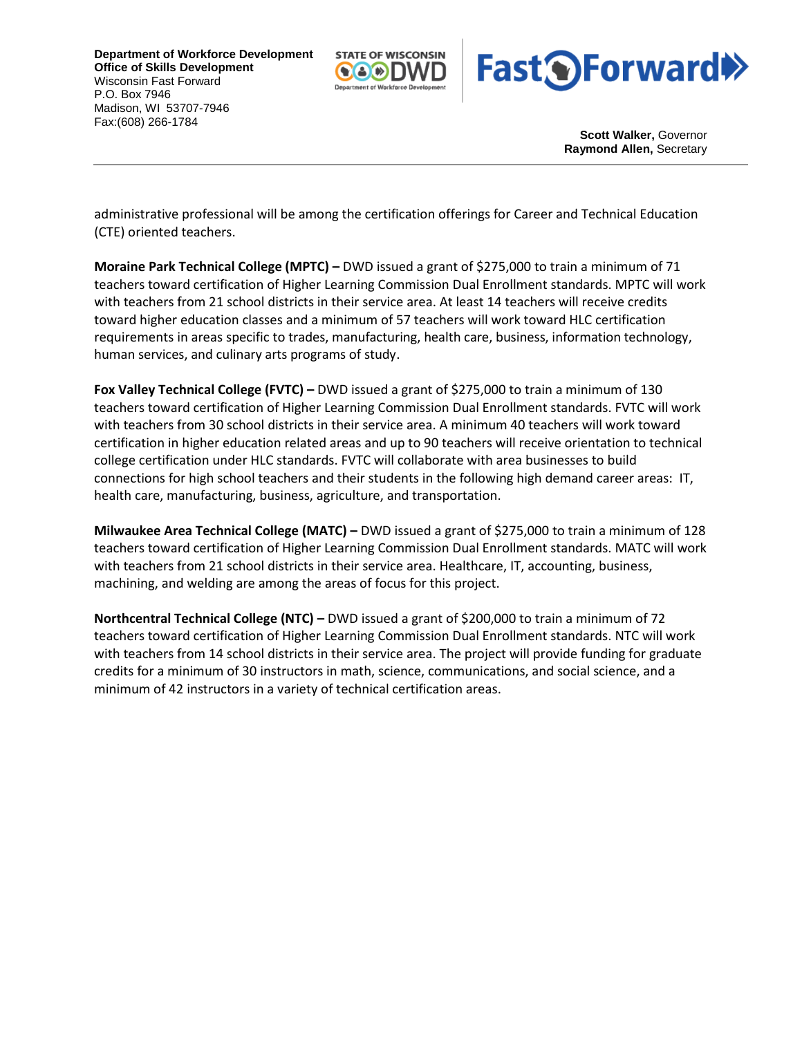administrative professional will be among the certification offerings for Career and Technical Education (CTE) oriented teachers.

**Moraine Park Technical College (MPTC) –** DWD issued a grant of $275,000 to train a minimum of 71 teachers toward certification of Higher Learning Commission Dual Enrollment standards. MPTC will work with teachers from 21 school districts in their service area. At least 14 teachers will receive credits toward higher education classes and a minimum of 57 teachers will work toward HLC certification requirements in areas specific to trades, manufacturing, health care, business, information technology, human services, and culinary arts programs of study.

**Fox Valley Technical College (FVTC) –** DWD issued a grant of $275,000 to train a minimum of 130 teachers toward certification of Higher Learning Commission Dual Enrollment standards. FVTC will work with teachers from 30 school districts in their service area. A minimum 40 teachers will work toward certification in higher education related areas and up to 90 teachers will receive orientation to technical college certification under HLC standards. FVTC will collaborate with area businesses to build connections for high school teachers and their students in the following high demand career areas: IT, health care, manufacturing, business, agriculture, and transportation.

**Milwaukee Area Technical College (MATC) –** DWD issued a grant of $275,000 to train a minimum of 128 teachers toward certification of Higher Learning Commission Dual Enrollment standards. MATC will work with teachers from 21 school districts in their service area. Healthcare, IT, accounting, business, machining, and welding are among the areas of focus for this project.

**Northcentral Technical College (NTC) –** DWD issued a grant of $200,000 to train a minimum of 72 teachers toward certification of Higher Learning Commission Dual Enrollment standards. NTC will work with teachers from 14 school districts in their service area. The project will provide funding for graduate credits for a minimum of 30 instructors in math, science, communications, and social science, and a minimum of 42 instructors in a variety of technical certification areas.